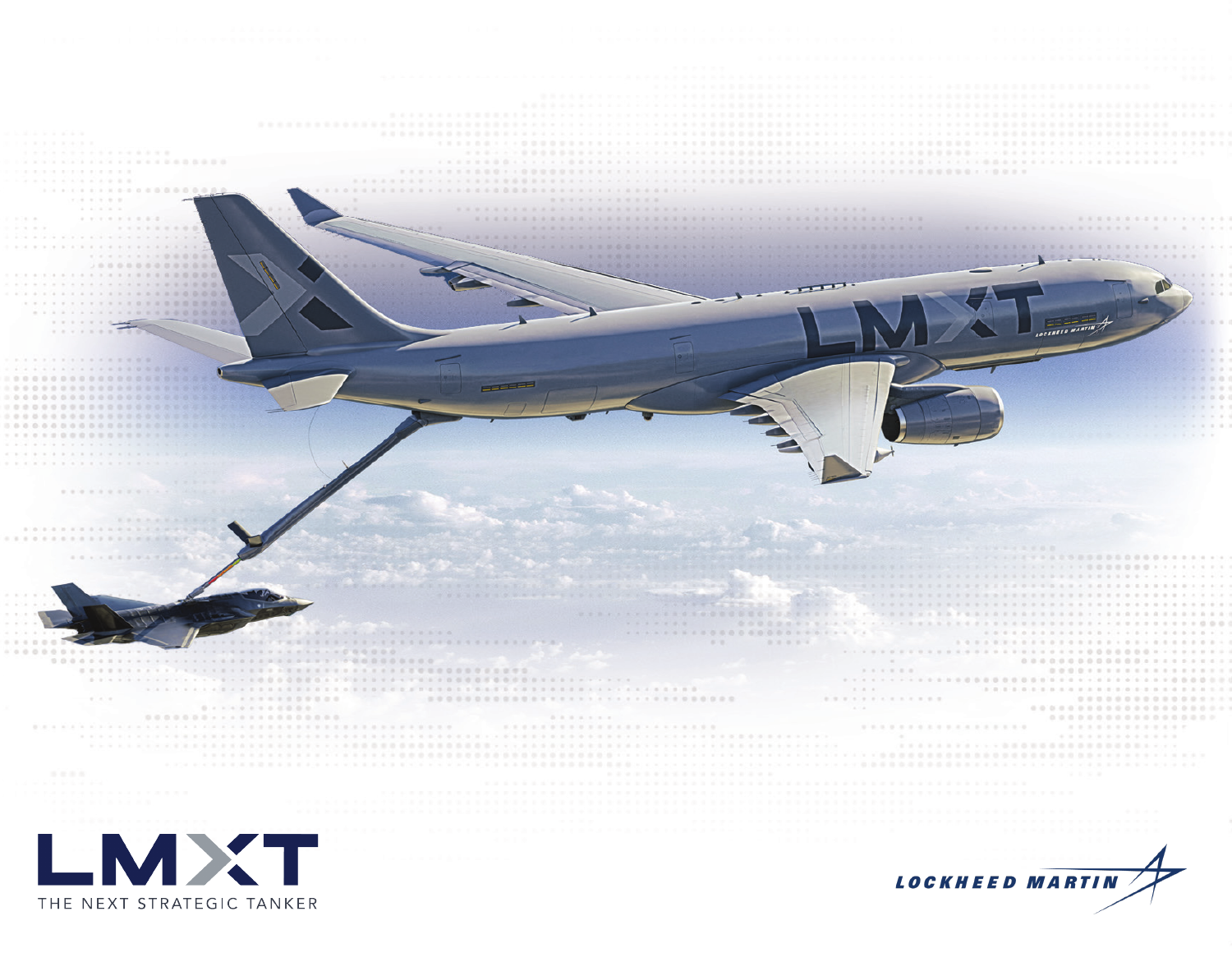# LMXT

THE NEXT STRATEGIC TANKER

LOCKHEED MARTIN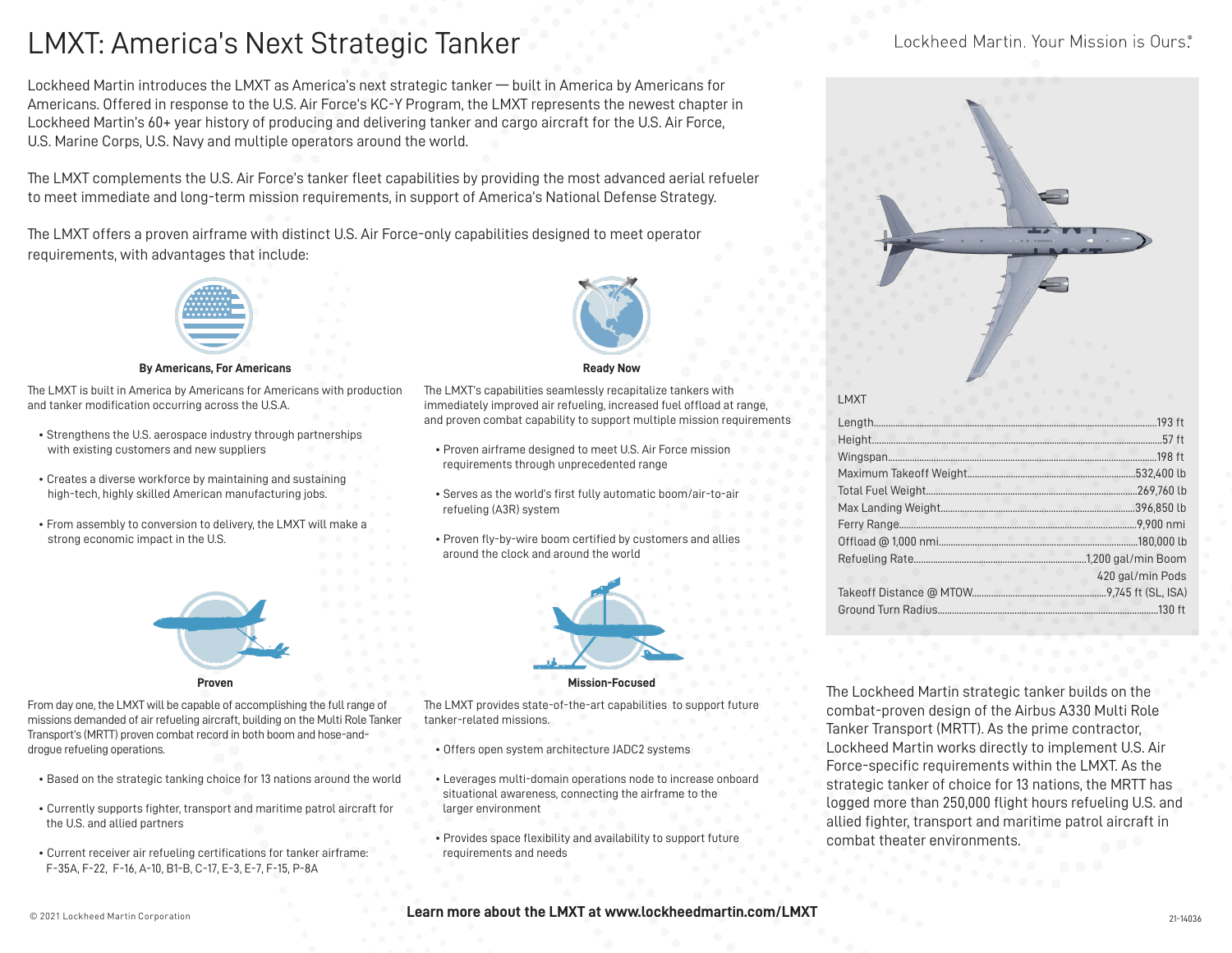# LMXT: America's Next Strategic Tanker

Lockheed Martin. Your Mission is Ours.®

Lockheed Martin introduces the LMXT as America's next strategic tanker — built in America by Americans for Americans. Offered in response to the U.S. Air Force's KC-Y Program, the LMXT represents the newest chapter in Lockheed Martin's 60+ year history of producing and delivering tanker and cargo aircraft for the U.S. Air Force, U.S. Marine Corps, U.S. Navy and multiple operators around the world.

The LMXT complements the U.S. Air Force's tanker fleet capabilities by providing the most advanced aerial refueler to meet immediate and long-term mission requirements, in support of America's National Defense Strategy.

The LMXT offers a proven airframe with distinct U.S. Air Force-only capabilities designed to meet operator requirements, with advantages that include:

**By Americans, For Americans**

The LMXT is built in America by Americans for Americans with production and tanker modification occurring across the U.S.A.

- Strengthens the U.S. aerospace industry through partnerships with existing customers and new suppliers
- Creates a diverse workforce by maintaining and sustaining high-tech, highly skilled American manufacturing jobs.
- From assembly to conversion to delivery, the LMXT will make a strong economic impact in the U.S.

**Ready Now**

The LMXT's capabilities seamlessly recapitalize tankers with immediately improved air refueling, increased fuel offload at range, and proven combat capability to support multiple mission requirements

- Proven airframe designed to meet U.S. Air Force mission requirements through unprecedented range
- Serves as the world's first fully automatic boom/air-to-air refueling (A3R) system
- Proven fly-by-wire boom certified by customers and allies around the clock and around the world

**Proven**

From day one, the LMXT will be capable of accomplishing the full range of missions demanded of air refueling aircraft, building on the Multi Role Tanker Transport's (MRTT) proven combat record in both boom and hose-and-drogue refueling operations.

- Based on the strategic tanking choice for 13 nations around the world
- Currently supports fighter, transport and maritime patrol aircraft for the U.S. and allied partners
- Current receiver air refueling certifications for tanker airframe: F-35A, F-22, F-16, A-10, B1-B, C-17, E-3, E-7, F-15, P-8A

**Mission-Focused**

The LMXT provides state-of-the-art capabilities to support future tanker-related missions.

- Offers open system architecture JADC2 systems
- Leverages multi-domain operations node to increase onboard situational awareness, connecting the airframe to the larger environment
- Provides space flexibility and availability to support future requirements and needs

**LMXT**

| | |
|---|---|
| Length | 193 ft |
| Height | 57 ft |
| Wingspan | 198 ft |
| Maximum Takeoff Weight | 532,400 lb |
| Total Fuel Weight | 269,760 lb |
| Max Landing Weight | 396,850 lb |
| Ferry Range | 9,900 nmi |
| Offload @ 1,000 nmi | 180,000 lb |
| Refueling Rate | 1,200 gal/min Boom<br>420 gal/min Pods |
| Takeoff Distance @ MTOW | 9,745 ft (SL, ISA) |
| Ground Turn Radius | 130 ft |

The Lockheed Martin strategic tanker builds on the combat-proven design of the Airbus A330 Multi Role Tanker Transport (MRTT). As the prime contractor, Lockheed Martin works directly to implement U.S. Air Force-specific requirements within the LMXT. As the strategic tanker of choice for 13 nations, the MRTT has logged more than 250,000 flight hours refueling U.S. and allied fighter, transport and maritime patrol aircraft in combat theater environments.

**Learn more about the LMXT at www.lockheedmartin.com/LMXT**

© 2021 Lockheed Martin Corporation

21-14036